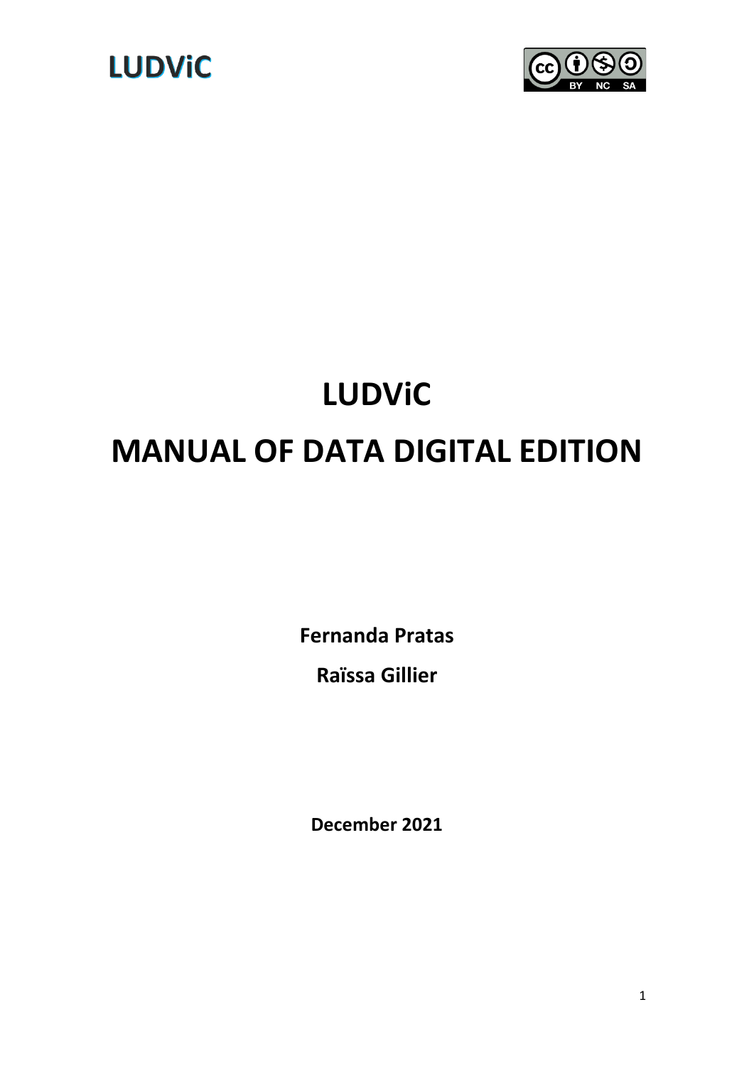LUDViC

# LUDViC

# MANUAL OF DATA DIGITAL EDITION

**Fernanda Pratas**

**Raïssa Gillier**

**December 2021**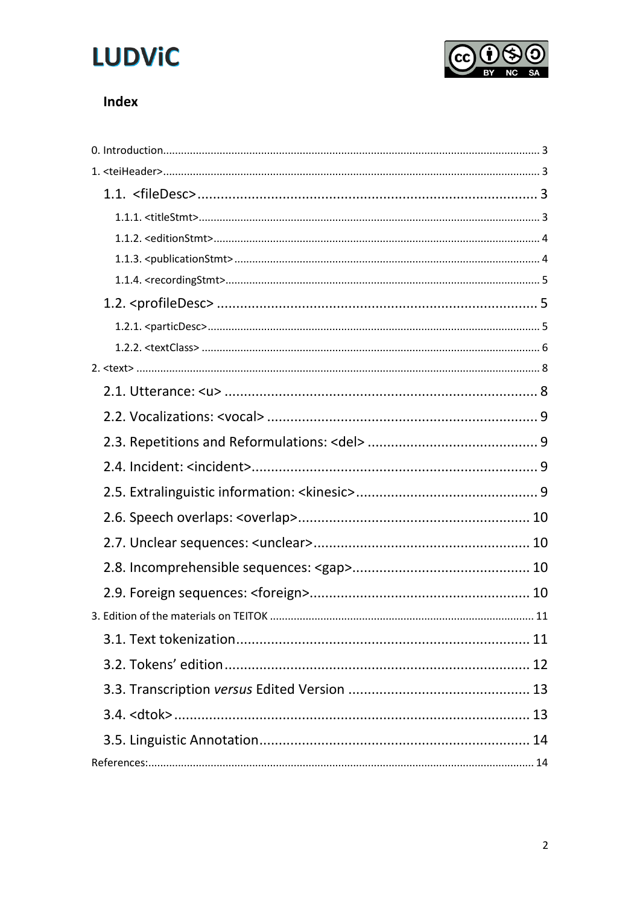LUDViC

## Index

0. Introduction ........ 3
1. <teiHeader> ........ 3
   - 1.1. <fileDesc> ........ 3
     - 1.1.1. <titleStmt> ........ 3
     - 1.1.2. <editionStmt> ........ 4
     - 1.1.3. <publicationStmt> ........ 4
     - 1.1.4. <recordingStmt> ........ 5
   - 1.2. <profileDesc> ........ 5
     - 1.2.1. <particDesc> ........ 5
     - 1.2.2. <textClass> ........ 6
2. <text> ........ 8
   - 2.1. Utterance: <u> ........ 8
   - 2.2. Vocalizations: <vocal> ........ 9
   - 2.3. Repetitions and Reformulations: <del> ........ 9
   - 2.4. Incident: <incident> ........ 9
   - 2.5. Extralinguistic information: <kinesic> ........ 9
   - 2.6. Speech overlaps: <overlap> ........ 10
   - 2.7. Unclear sequences: <unclear> ........ 10
   - 2.8. Incomprehensible sequences: <gap> ........ 10
   - 2.9. Foreign sequences: <foreign> ........ 10
3. Edition of the materials on TEITOK ........ 11
   - 3.1. Text tokenization ........ 11
   - 3.2. Tokens' edition ........ 12
   - 3.3. Transcription *versus* Edited Version ........ 13
   - 3.4. <dtok> ........ 13
   - 3.5. Linguistic Annotation ........ 14

References: ........ 14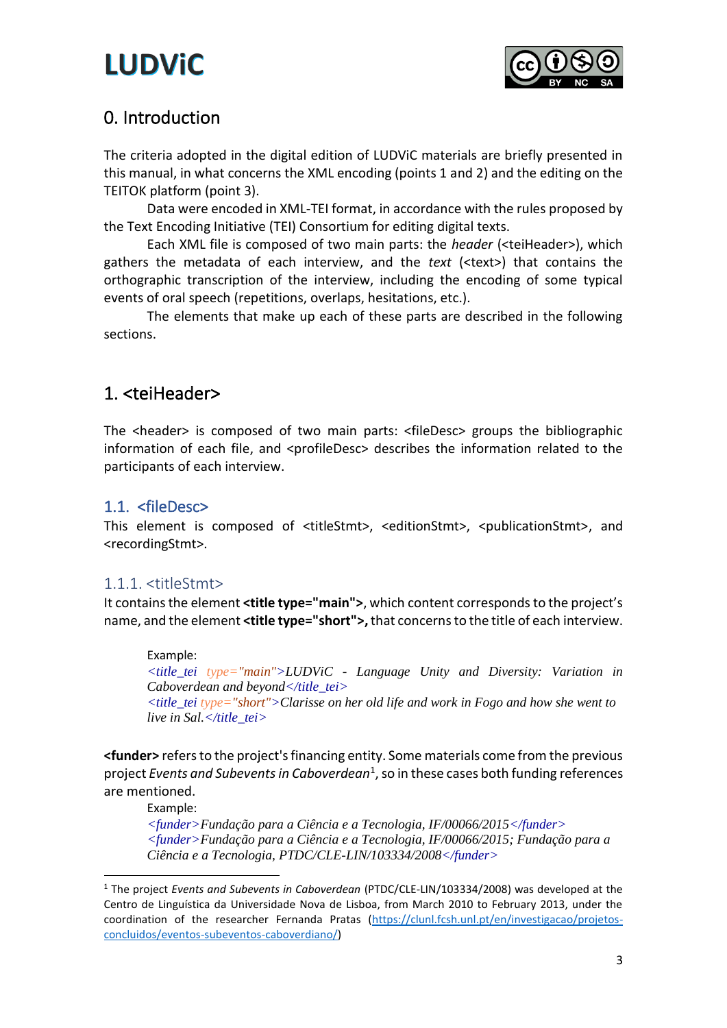# 0. Introduction

The criteria adopted in the digital edition of LUDViC materials are briefly presented in this manual, in what concerns the XML encoding (points 1 and 2) and the editing on the TEITOK platform (point 3).

Data were encoded in XML-TEI format, in accordance with the rules proposed by the Text Encoding Initiative (TEI) Consortium for editing digital texts.

Each XML file is composed of two main parts: the *header* (<teiHeader>), which gathers the metadata of each interview, and the *text* (<text>) that contains the orthographic transcription of the interview, including the encoding of some typical events of oral speech (repetitions, overlaps, hesitations, etc.).

The elements that make up each of these parts are described in the following sections.

# 1. <teiHeader>

The <header> is composed of two main parts: <fileDesc> groups the bibliographic information of each file, and <profileDesc> describes the information related to the participants of each interview.

## 1.1. <fileDesc>

This element is composed of <titleStmt>, <editionStmt>, <publicationStmt>, and <recordingStmt>.

### 1.1.1. <titleStmt>

It contains the element **<title type="main">**, which content corresponds to the project's name, and the element **<title type="short">,** that concerns to the title of each interview.

Example:

*<title_tei type="main">LUDViC - Language Unity and Diversity: Variation in Caboverdean and beyond</title_tei>*
*<title_tei type="short">Clarisse on her old life and work in Fogo and how she went to live in Sal.</title_tei>*

**<funder>** refers to the project's financing entity. Some materials come from the previous project *Events and Subevents in Caboverdean*[1], so in these cases both funding references are mentioned.

Example:

*<funder>Fundação para a Ciência e a Tecnologia, IF/00066/2015</funder>*
*<funder>Fundação para a Ciência e a Tecnologia, IF/00066/2015; Fundação para a Ciência e a Tecnologia, PTDC/CLE-LIN/103334/2008</funder>*

---

[1] The project *Events and Subevents in Caboverdean* (PTDC/CLE-LIN/103334/2008) was developed at the Centro de Linguística da Universidade Nova de Lisboa, from March 2010 to February 2013, under the coordination of the researcher Fernanda Pratas (https://clunl.fcsh.unl.pt/en/investigacao/projetos-concluidos/eventos-subeventos-caboverdiano/)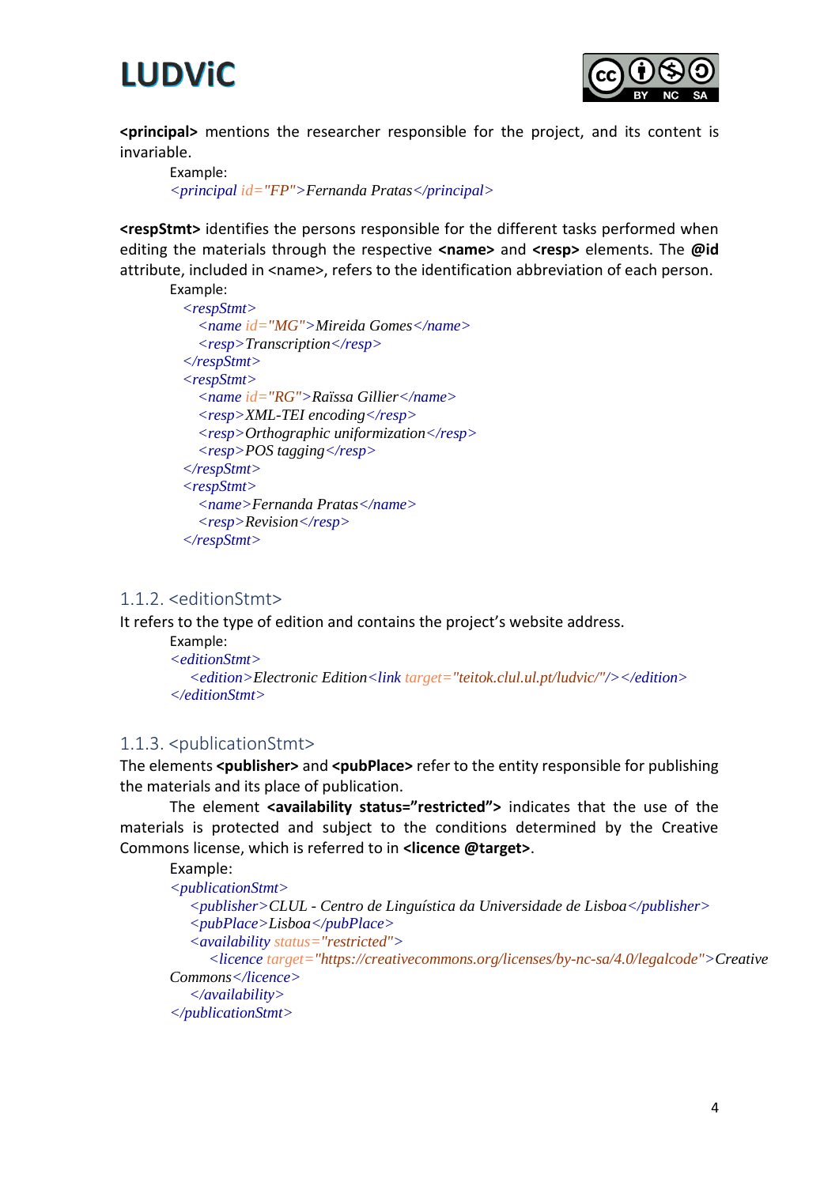**<principal>** mentions the researcher responsible for the project, and its content is invariable.

Example:

```
<principal id="FP">Fernanda Pratas</principal>
```

**<respStmt>** identifies the persons responsible for the different tasks performed when editing the materials through the respective **<name>** and **<resp>** elements. The **@id** attribute, included in <name>, refers to the identification abbreviation of each person.

Example:

```
<respStmt>
    <name id="MG">Mireida Gomes</name>
    <resp>Transcription</resp>
</respStmt>
<respStmt>
    <name id="RG">Raïssa Gillier</name>
    <resp>XML-TEI encoding</resp>
    <resp>Orthographic uniformization</resp>
    <resp>POS tagging</resp>
</respStmt>
<respStmt>
    <name>Fernanda Pratas</name>
    <resp>Revision</resp>
</respStmt>
```

### 1.1.2. <editionStmt>

It refers to the type of edition and contains the project's website address.

Example:

```
<editionStmt>
    <edition>Electronic Edition<link target="teitok.clul.ul.pt/ludvic/"/></edition>
</editionStmt>
```

### 1.1.3. <publicationStmt>

The elements **<publisher>** and **<pubPlace>** refer to the entity responsible for publishing the materials and its place of publication.

The element **<availability status="restricted">** indicates that the use of the materials is protected and subject to the conditions determined by the Creative Commons license, which is referred to in **<licence @target>**.

Example:

```
<publicationStmt>
    <publisher>CLUL - Centro de Linguística da Universidade de Lisboa</publisher>
    <pubPlace>Lisboa</pubPlace>
    <availability status="restricted">
        <licence target="https://creativecommons.org/licenses/by-nc-sa/4.0/legalcode">Creative Commons</licence>
    </availability>
</publicationStmt>
```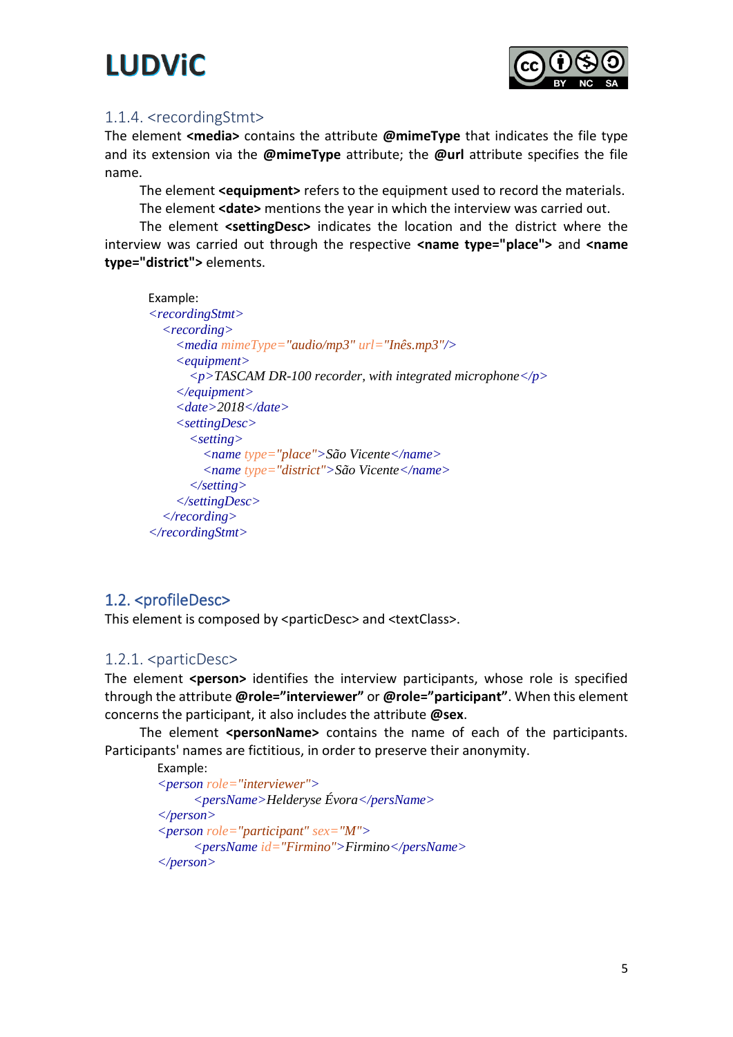### 1.1.4. <recordingStmt>

The element **<media>** contains the attribute **@mimeType** that indicates the file type and its extension via the **@mimeType** attribute; the **@url** attribute specifies the file name.

The element **<equipment>** refers to the equipment used to record the materials.

The element **<date>** mentions the year in which the interview was carried out.

The element **<settingDesc>** indicates the location and the district where the interview was carried out through the respective **<name type="place">** and **<name type="district">** elements.

Example:

```
<recordingStmt>
  <recording>
    <media mimeType="audio/mp3" url="Inês.mp3"/>
    <equipment>
      <p>TASCAM DR-100 recorder, with integrated microphone</p>
    </equipment>
    <date>2018</date>
    <settingDesc>
      <setting>
        <name type="place">São Vicente</name>
        <name type="district">São Vicente</name>
      </setting>
    </settingDesc>
  </recording>
</recordingStmt>
```

## 1.2. <profileDesc>

This element is composed by <particDesc> and <textClass>.

### 1.2.1. <particDesc>

The element **<person>** identifies the interview participants, whose role is specified through the attribute **@role="interviewer"** or **@role="participant"**. When this element concerns the participant, it also includes the attribute **@sex**.

The element **<personName>** contains the name of each of the participants. Participants' names are fictitious, in order to preserve their anonymity.

Example:

```
<person role="interviewer">
    <persName>Helderyse Évora</persName>
</person>
<person role="participant" sex="M">
    <persName id="Firmino">Firmino</persName>
</person>
```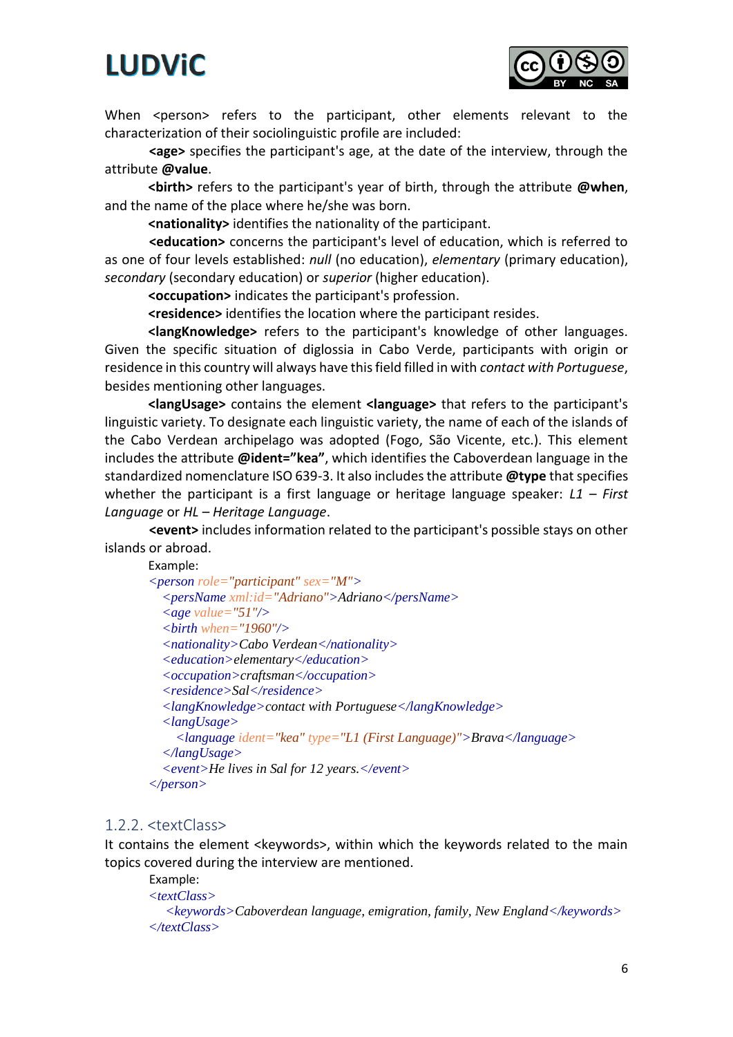When <person> refers to the participant, other elements relevant to the characterization of their sociolinguistic profile are included:

**<age>** specifies the participant's age, at the date of the interview, through the attribute **@value**.

**<birth>** refers to the participant's year of birth, through the attribute **@when**, and the name of the place where he/she was born.

**<nationality>** identifies the nationality of the participant.

**<education>** concerns the participant's level of education, which is referred to as one of four levels established: *null* (no education), *elementary* (primary education), *secondary* (secondary education) or *superior* (higher education).

**<occupation>** indicates the participant's profession.

**<residence>** identifies the location where the participant resides.

**<langKnowledge>** refers to the participant's knowledge of other languages. Given the specific situation of diglossia in Cabo Verde, participants with origin or residence in this country will always have this field filled in with *contact with Portuguese*, besides mentioning other languages.

**<langUsage>** contains the element **<language>** that refers to the participant's linguistic variety. To designate each linguistic variety, the name of each of the islands of the Cabo Verdean archipelago was adopted (Fogo, São Vicente, etc.). This element includes the attribute **@ident="kea"**, which identifies the Caboverdean language in the standardized nomenclature ISO 639-3. It also includes the attribute **@type** that specifies whether the participant is a first language or heritage language speaker: *L1 – First Language* or *HL – Heritage Language*.

**<event>** includes information related to the participant's possible stays on other islands or abroad.

Example:

```
<person role="participant" sex="M">
   <persName xml:id="Adriano">Adriano</persName>
   <age value="51"/>
   <birth when="1960"/>
   <nationality>Cabo Verdean</nationality>
   <education>elementary</education>
   <occupation>craftsman</occupation>
   <residence>Sal</residence>
   <langKnowledge>contact with Portuguese</langKnowledge>
   <langUsage>
      <language ident="kea" type="L1 (First Language)">Brava</language>
   </langUsage>
   <event>He lives in Sal for 12 years.</event>
</person>
```

### 1.2.2. <textClass>

It contains the element <keywords>, within which the keywords related to the main topics covered during the interview are mentioned.

Example:

```
<textClass>
   <keywords>Caboverdean language, emigration, family, New England</keywords>
</textClass>
```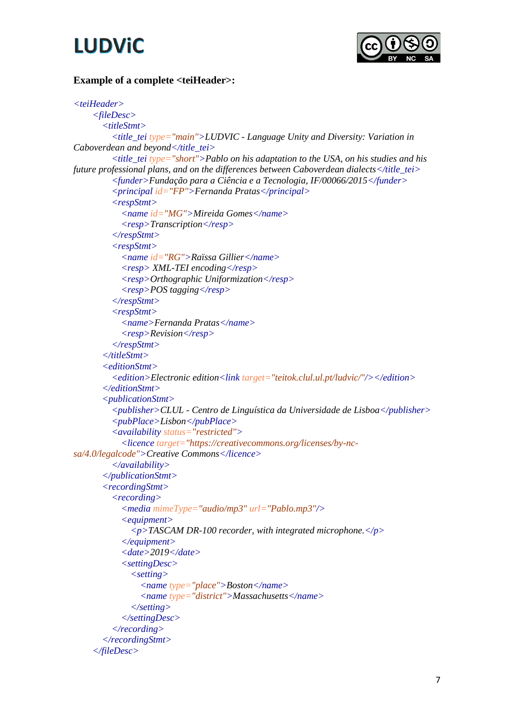**Example of a complete <teiHeader>:**

```
<teiHeader>
    <fileDesc>
      <titleStmt>
        <title_tei type="main">LUDVIC - Language Unity and Diversity: Variation in Caboverdean and beyond</title_tei>
        <title_tei type="short">Pablo on his adaptation to the USA, on his studies and his future professional plans, and on the differences between Caboverdean dialects</title_tei>
        <funder>Fundação para a Ciência e a Tecnologia, IF/00066/2015</funder>
        <principal id="FP">Fernanda Pratas</principal>
        <respStmt>
          <name id="MG">Mireida Gomes</name>
          <resp>Transcription</resp>
        </respStmt>
        <respStmt>
          <name id="RG">Raïssa Gillier</name>
          <resp> XML-TEI encoding</resp>
          <resp>Orthographic Uniformization</resp>
          <resp>POS tagging</resp>
        </respStmt>
        <respStmt>
          <name>Fernanda Pratas</name>
          <resp>Revision</resp>
        </respStmt>
      </titleStmt>
      <editionStmt>
        <edition>Electronic edition<link target="teitok.clul.ul.pt/ludvic/"/></edition>
      </editionStmt>
      <publicationStmt>
        <publisher>CLUL - Centro de Linguística da Universidade de Lisboa</publisher>
        <pubPlace>Lisbon</pubPlace>
        <availability status="restricted">
          <licence target="https://creativecommons.org/licenses/by-nc-sa/4.0/legalcode">Creative Commons</licence>
        </availability>
      </publicationStmt>
      <recordingStmt>
        <recording>
          <media mimeType="audio/mp3" url="Pablo.mp3"/>
          <equipment>
            <p>TASCAM DR-100 recorder, with integrated microphone.</p>
          </equipment>
          <date>2019</date>
          <settingDesc>
            <setting>
              <name type="place">Boston</name>
              <name type="district">Massachusetts</name>
            </setting>
          </settingDesc>
        </recording>
      </recordingStmt>
    </fileDesc>
```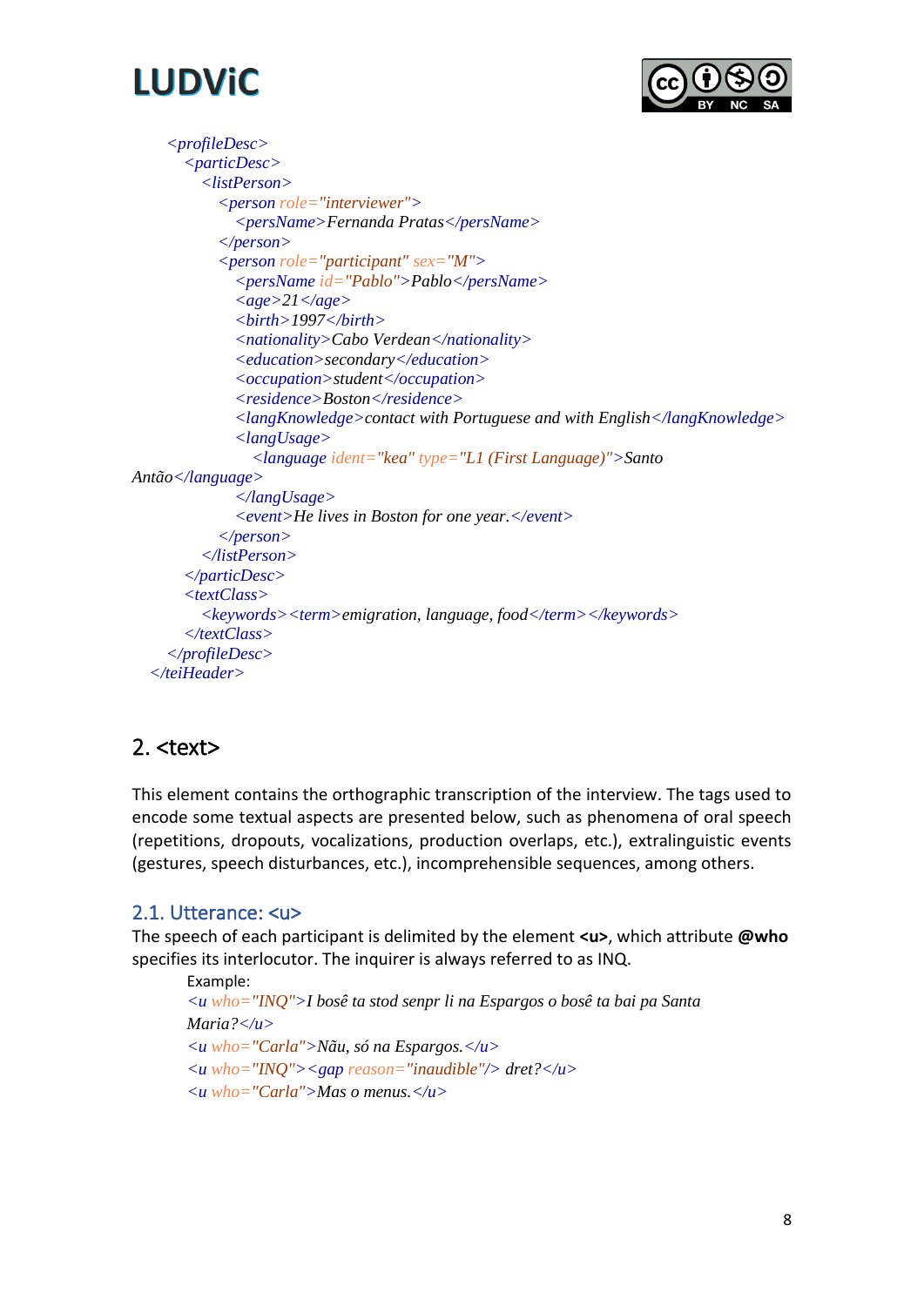```xml
    <profileDesc>
      <particDesc>
        <listPerson>
          <person role="interviewer">
            <persName>Fernanda Pratas</persName>
          </person>
          <person role="participant" sex="M">
            <persName id="Pablo">Pablo</persName>
            <age>21</age>
            <birth>1997</birth>
            <nationality>Cabo Verdean</nationality>
            <education>secondary</education>
            <occupation>student</occupation>
            <residence>Boston</residence>
            <langKnowledge>contact with Portuguese and with English</langKnowledge>
            <langUsage>
              <language ident="kea" type="L1 (First Language)">Santo
Antão</language>
            </langUsage>
            <event>He lives in Boston for one year.</event>
          </person>
        </listPerson>
      </particDesc>
      <textClass>
        <keywords><term>emigration, language, food</term></keywords>
      </textClass>
    </profileDesc>
  </teiHeader>
```

## 2. <text>

This element contains the orthographic transcription of the interview. The tags used to encode some textual aspects are presented below, such as phenomena of oral speech (repetitions, dropouts, vocalizations, production overlaps, etc.), extralinguistic events (gestures, speech disturbances, etc.), incomprehensible sequences, among others.

### 2.1. Utterance: <u>

The speech of each participant is delimited by the element **<u>**, which attribute **@who** specifies its interlocutor. The inquirer is always referred to as INQ.

Example:

```xml
<u who="INQ">I bosê ta stod senpr li na Espargos o bosê ta bai pa Santa
Maria?</u>
<u who="Carla">Nãu, só na Espargos.</u>
<u who="INQ"><gap reason="inaudible"/> dret?</u>
<u who="Carla">Mas o menus.</u>
```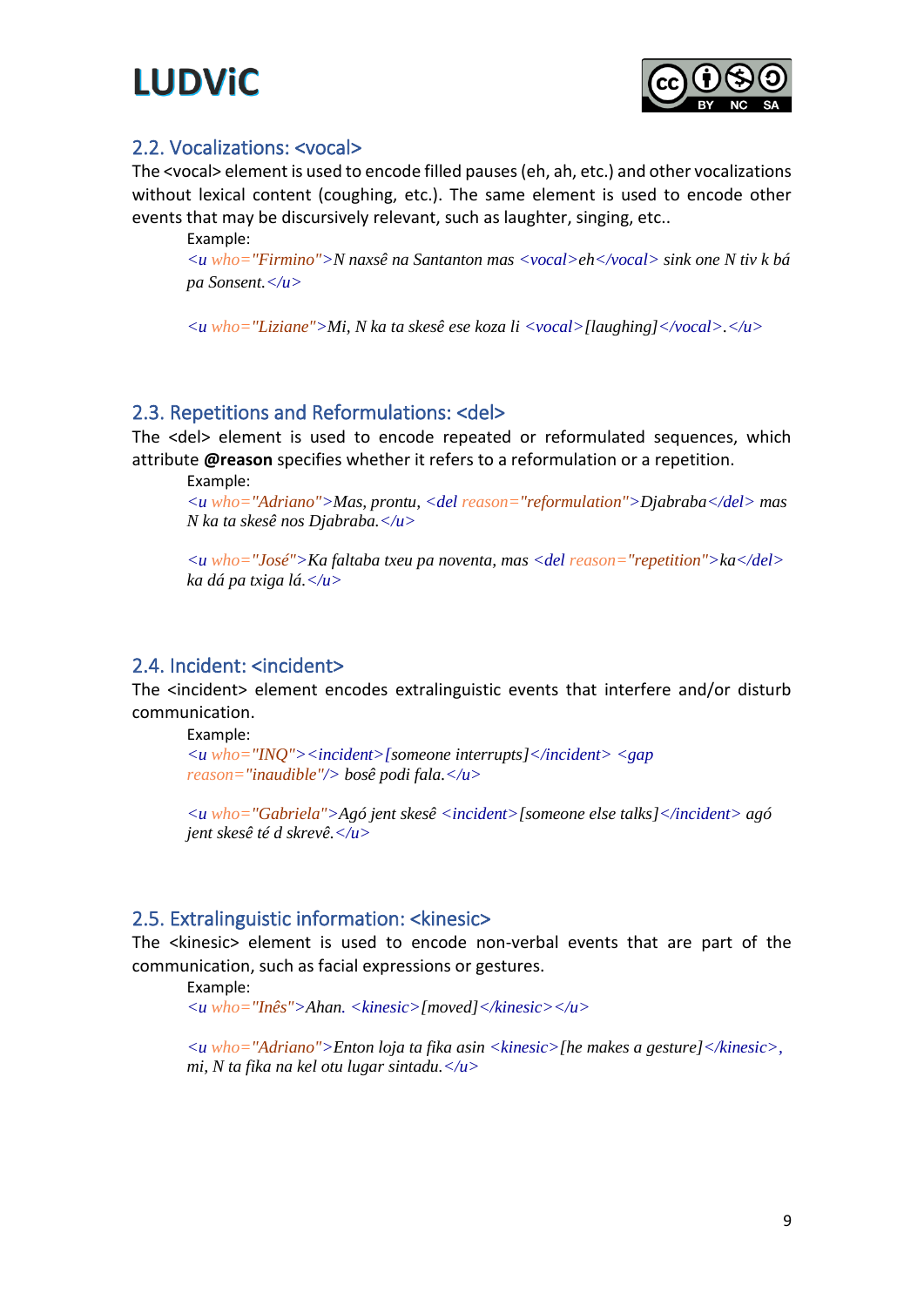## 2.2. Vocalizations: <vocal>

The <vocal> element is used to encode filled pauses (eh, ah, etc.) and other vocalizations without lexical content (coughing, etc.). The same element is used to encode other events that may be discursively relevant, such as laughter, singing, etc..

Example:

*<u who="Firmino">N naxsê na Santanton mas <vocal>eh</vocal> sink one N tiv k bá pa Sonsent.</u>*

*<u who="Liziane">Mi, N ka ta skesê ese koza li <vocal>[laughing]</vocal>.</u>*

## 2.3. Repetitions and Reformulations: <del>

The <del> element is used to encode repeated or reformulated sequences, which attribute **@reason** specifies whether it refers to a reformulation or a repetition.

Example:

*<u who="Adriano">Mas, prontu, <del reason="reformulation">Djabraba</del> mas N ka ta skesê nos Djabraba.</u>*

*<u who="José">Ka faltaba txeu pa noventa, mas <del reason="repetition">ka</del> ka dá pa txiga lá.</u>*

## 2.4. Incident: <incident>

The <incident> element encodes extralinguistic events that interfere and/or disturb communication.

Example:

*<u who="INQ"><incident>[someone interrupts]</incident> <gap reason="inaudible"/> bosê podi fala.</u>*

*<u who="Gabriela">Agó jent skesê <incident>[someone else talks]</incident> agó jent skesê té d skrevê.</u>*

## 2.5. Extralinguistic information: <kinesic>

The <kinesic> element is used to encode non-verbal events that are part of the communication, such as facial expressions or gestures.

Example:

*<u who="Inês">Ahan. <kinesic>[moved]</kinesic></u>*

*<u who="Adriano">Enton loja ta fika asin <kinesic>[he makes a gesture]</kinesic>, mi, N ta fika na kel otu lugar sintadu.</u>*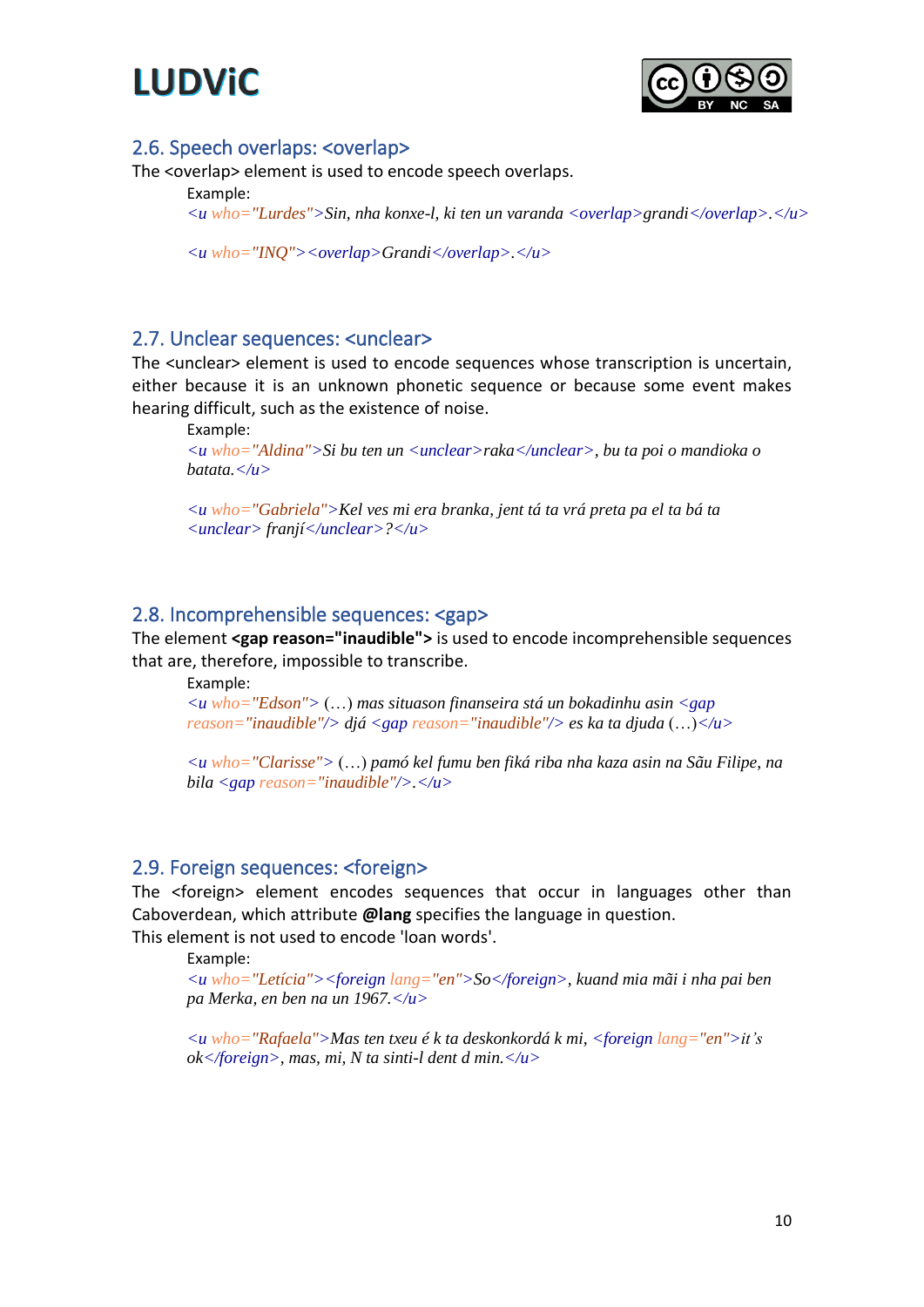## 2.6. Speech overlaps: <overlap>

The <overlap> element is used to encode speech overlaps.

Example:

*<u who="Lurdes">Sin, nha konxe-l, ki ten un varanda <overlap>grandi</overlap>.</u>*

*<u who="INQ"><overlap>Grandi</overlap>.</u>*

## 2.7. Unclear sequences: <unclear>

The <unclear> element is used to encode sequences whose transcription is uncertain, either because it is an unknown phonetic sequence or because some event makes hearing difficult, such as the existence of noise.

Example:

*<u who="Aldina">Si bu ten un <unclear>raka</unclear>, bu ta poi o mandioka o batata.</u>*

*<u who="Gabriela">Kel ves mi era branka, jent tá ta vrá preta pa el ta bá ta <unclear> franjí</unclear>?</u>*

## 2.8. Incomprehensible sequences: <gap>

The element **<gap reason="inaudible">** is used to encode incomprehensible sequences that are, therefore, impossible to transcribe.

Example:

*<u who="Edson"> (…) mas situason finanseira stá un bokadinhu asin <gap reason="inaudible"/> djá <gap reason="inaudible"/> es ka ta djuda (…)</u>*

*<u who="Clarisse"> (…) pamó kel fumu ben fiká riba nha kaza asin na Sãu Filipe, na bila <gap reason="inaudible"/>.</u>*

## 2.9. Foreign sequences: <foreign>

The <foreign> element encodes sequences that occur in languages other than Caboverdean, which attribute **@lang** specifies the language in question.

This element is not used to encode 'loan words'.

Example:

*<u who="Letícia"><foreign lang="en">So</foreign>, kuand mia mãi i nha pai ben pa Merka, en ben na un 1967.</u>*

*<u who="Rafaela">Mas ten txeu é k ta deskonkordá k mi, <foreign lang="en">it's ok</foreign>, mas, mi, N ta sinti-l dent d min.</u>*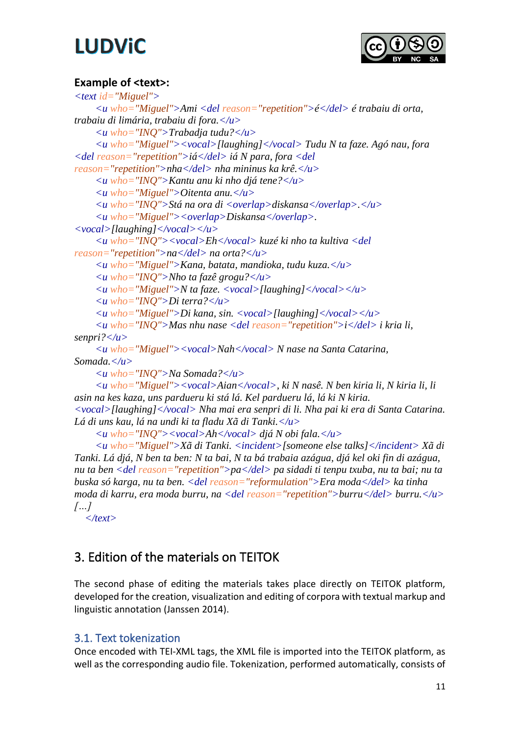**Example of <text>:**

```
<text id="Miguel">
    <u who="Miguel">Ami <del reason="repetition">é</del> é trabaiu di orta, trabaiu di limária, trabaiu di fora.</u>
    <u who="INQ">Trabadja tudu?</u>
    <u who="Miguel"><vocal>[laughing]</vocal> Tudu N ta faze. Agó nau, fora <del reason="repetition">iá</del> iá N para, fora <del reason="repetition">nha</del> nha mininus ka krê.</u>
    <u who="INQ">Kantu anu ki nho djá tene?</u>
    <u who="Miguel">Oitenta anu.</u>
    <u who="INQ">Stá na ora di <overlap>diskansa</overlap>.</u>
    <u who="Miguel"><overlap>Diskansa</overlap>. <vocal>[laughing]</vocal></u>
    <u who="INQ"><vocal>Eh</vocal> kuzé ki nho ta kultiva <del reason="repetition">na</del> na orta?</u>
    <u who="Miguel">Kana, batata, mandioka, tudu kuza.</u>
    <u who="INQ">Nho ta fazê grogu?</u>
    <u who="Miguel">N ta faze. <vocal>[laughing]</vocal></u>
    <u who="INQ">Di terra?</u>
    <u who="Miguel">Di kana, sin. <vocal>[laughing]</vocal></u>
    <u who="INQ">Mas nhu nase <del reason="repetition">i</del> i kria li, senpri?</u>
    <u who="Miguel"><vocal>Nah</vocal> N nase na Santa Catarina, Somada.</u>
    <u who="INQ">Na Somada?</u>
    <u who="Miguel"><vocal>Aian</vocal>, ki N nasê. N ben kiria li, N kiria li, li asin na kes kaza, uns pardueru ki stá lá. Kel pardueru lá, lá ki N kiria. <vocal>[laughing]</vocal> Nha mai era senpri di li. Nha pai ki era di Santa Catarina. Lá di uns kau, lá na undi ki ta fladu Xã di Tanki.</u>
    <u who="INQ"><vocal>Ah</vocal> djá N obi fala.</u>
    <u who="Miguel">Xã di Tanki. <incident>[someone else talks]</incident> Xã di Tanki. Lá djá, N ben ta ben: N ta bai, N ta bá trabaia azágua, djá kel oki fin di azágua, nu ta ben <del reason="repetition">pa</del> pa sidadi ti tenpu txuba, nu ta bai; nu ta buska só karga, nu ta ben. <del reason="reformulation">Era moda</del> ka tinha moda di karru, era moda burru, na <del reason="repetition">burru</del> burru.</u>
[…]
  </text>
```

## 3. Edition of the materials on TEITOK

The second phase of editing the materials takes place directly on TEITOK platform, developed for the creation, visualization and editing of corpora with textual markup and linguistic annotation (Janssen 2014).

### 3.1. Text tokenization

Once encoded with TEI-XML tags, the XML file is imported into the TEITOK platform, as well as the corresponding audio file. Tokenization, performed automatically, consists of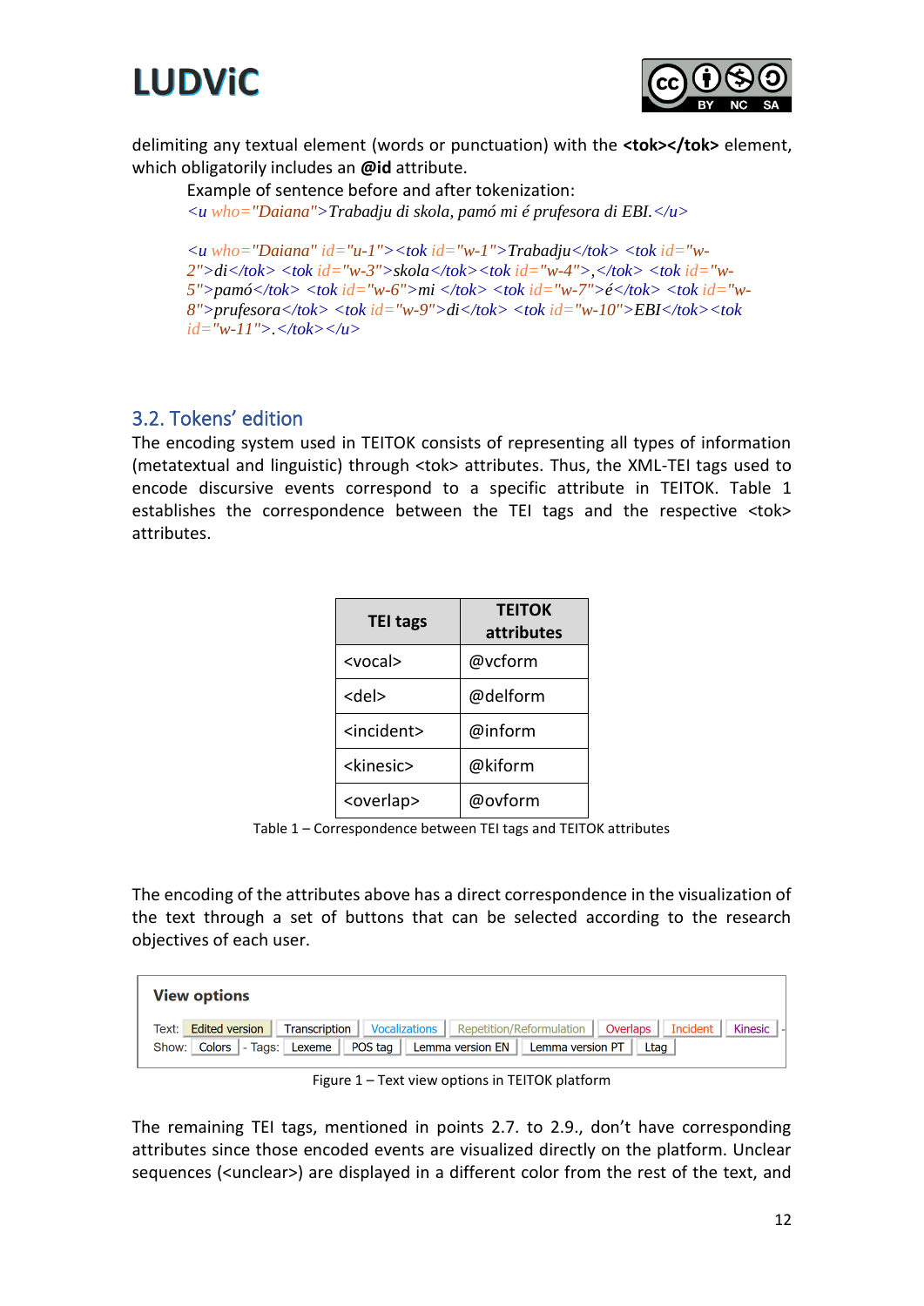delimiting any textual element (words or punctuation) with the **<tok></tok>** element, which obligatorily includes an **@id** attribute.

Example of sentence before and after tokenization:

```
<u who="Daiana">Trabadju di skola, pamó mi é prufesora di EBI.</u>

<u who="Daiana" id="u-1"><tok id="w-1">Trabadju</tok> <tok id="w-2">di</tok> <tok id="w-3">skola</tok><tok id="w-4">,</tok> <tok id="w-5">pamó</tok> <tok id="w-6">mi </tok> <tok id="w-7">é</tok> <tok id="w-8">prufesora</tok> <tok id="w-9">di</tok> <tok id="w-10">EBI</tok><tok id="w-11">.</tok></u>
```

## 3.2. Tokens' edition

The encoding system used in TEITOK consists of representing all types of information (metatextual and linguistic) through <tok> attributes. Thus, the XML-TEI tags used to encode discursive events correspond to a specific attribute in TEITOK. Table 1 establishes the correspondence between the TEI tags and the respective <tok> attributes.

| TEI tags | TEITOK attributes |
|---|---|
| <vocal> | @vcform |
| <del> | @delform |
| <incident> | @inform |
| <kinesic> | @kiform |
| <overlap> | @ovform |

Table 1 – Correspondence between TEI tags and TEITOK attributes

The encoding of the attributes above has a direct correspondence in the visualization of the text through a set of buttons that can be selected according to the research objectives of each user.

**View options**

Text: Edited version | Transcription | Vocalizations | Repetition/Reformulation | Overlaps | Incident | Kinesic | -
Show: Colors | - Tags: Lexeme | POS tag | Lemma version EN | Lemma version PT | Ltag

Figure 1 – Text view options in TEITOK platform

The remaining TEI tags, mentioned in points 2.7. to 2.9., don't have corresponding attributes since those encoded events are visualized directly on the platform. Unclear sequences (<unclear>) are displayed in a different color from the rest of the text, and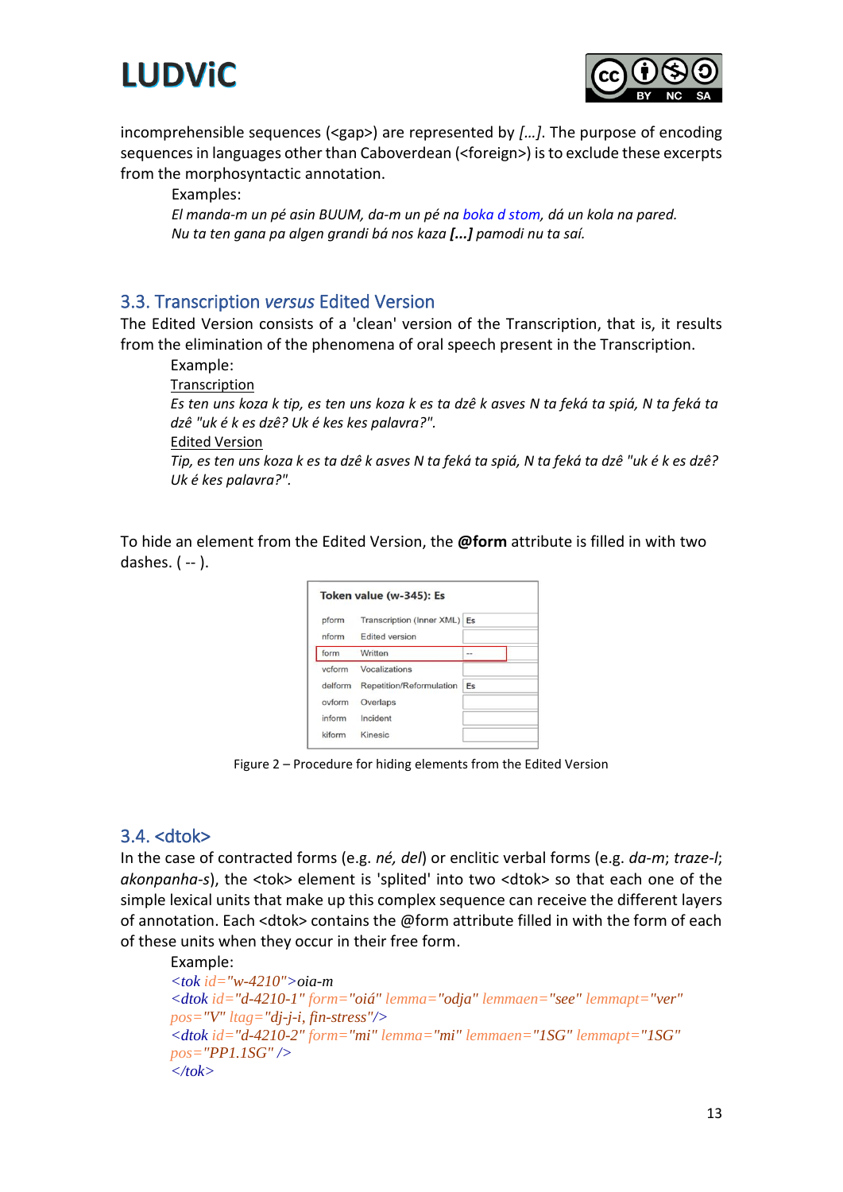incomprehensible sequences (<gap>) are represented by *[…]*. The purpose of encoding sequences in languages other than Caboverdean (<foreign>) is to exclude these excerpts from the morphosyntactic annotation.

Examples:

*El manda-m un pé asin BUUM, da-m un pé na boka d stom, dá un kola na pared.*

*Nu ta ten gana pa algen grandi bá nos kaza **[...]** pamodi nu ta saí.*

## 3.3. Transcription *versus* Edited Version

The Edited Version consists of a 'clean' version of the Transcription, that is, it results from the elimination of the phenomena of oral speech present in the Transcription.

Example:

Transcription

*Es ten uns koza k tip, es ten uns koza k es ta dzê k asves N ta feká ta spiá, N ta feká ta dzê "uk é k es dzê? Uk é kes kes palavra?".*

Edited Version

*Tip, es ten uns koza k es ta dzê k asves N ta feká ta spiá, N ta feká ta dzê "uk é k es dzê? Uk é kes palavra?".*

To hide an element from the Edited Version, the **@form** attribute is filled in with two dashes. ( -- ).

**Token value (w-345): Es**

| | | |
|---|---|---|
| pform | Transcription (Inner XML) | Es |
| nform | Edited version | |
| form | Written | -- |
| vcform | Vocalizations | |
| delform | Repetition/Reformulation | Es |
| ovform | Overlaps | |
| inform | Incident | |
| kiform | Kinesic | |

Figure 2 – Procedure for hiding elements from the Edited Version

## 3.4. <dtok>

In the case of contracted forms (e.g. *né, del*) or enclitic verbal forms (e.g. *da-m*; *traze-l*; *akonpanha-s*), the <tok> element is 'splited' into two <dtok> so that each one of the simple lexical units that make up this complex sequence can receive the different layers of annotation. Each <dtok> contains the @form attribute filled in with the form of each of these units when they occur in their free form.

Example:

```
<tok id="w-4210">oia-m
<dtok id="d-4210-1" form="oiá" lemma="odja" lemmaen="see" lemmapt="ver"
pos="V" ltag="dj-j-i, fin-stress"/>
<dtok id="d-4210-2" form="mi" lemma="mi" lemmaen="1SG" lemmapt="1SG"
pos="PP1.1SG" />
</tok>
```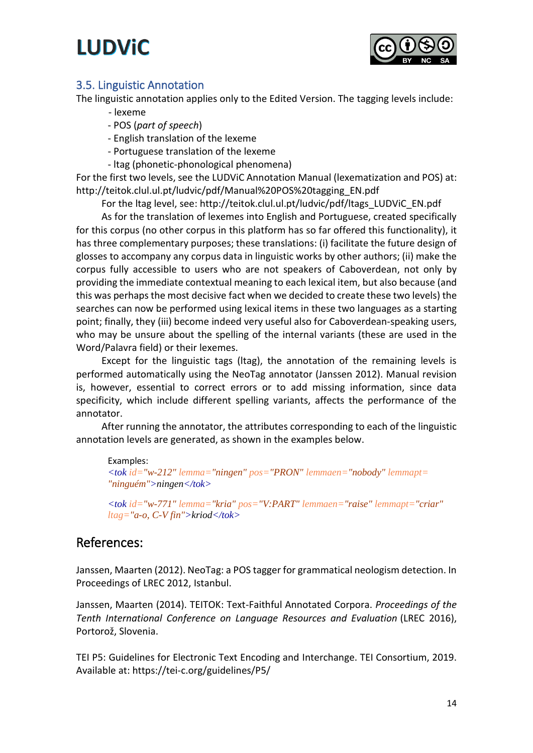### 3.5. Linguistic Annotation

The linguistic annotation applies only to the Edited Version. The tagging levels include:

- lexeme
- POS (*part of speech*)
- English translation of the lexeme
- Portuguese translation of the lexeme
- ltag (phonetic-phonological phenomena)

For the first two levels, see the LUDViC Annotation Manual (lexematization and POS) at: http://teitok.clul.ul.pt/ludvic/pdf/Manual%20POS%20tagging_EN.pdf

For the ltag level, see: http://teitok.clul.ul.pt/ludvic/pdf/ltags_LUDViC_EN.pdf

As for the translation of lexemes into English and Portuguese, created specifically for this corpus (no other corpus in this platform has so far offered this functionality), it has three complementary purposes; these translations: (i) facilitate the future design of glosses to accompany any corpus data in linguistic works by other authors; (ii) make the corpus fully accessible to users who are not speakers of Caboverdean, not only by providing the immediate contextual meaning to each lexical item, but also because (and this was perhaps the most decisive fact when we decided to create these two levels) the searches can now be performed using lexical items in these two languages as a starting point; finally, they (iii) become indeed very useful also for Caboverdean-speaking users, who may be unsure about the spelling of the internal variants (these are used in the Word/Palavra field) or their lexemes.

Except for the linguistic tags (ltag), the annotation of the remaining levels is performed automatically using the NeoTag annotator (Janssen 2012). Manual revision is, however, essential to correct errors or to add missing information, since data specificity, which include different spelling variants, affects the performance of the annotator.

After running the annotator, the attributes corresponding to each of the linguistic annotation levels are generated, as shown in the examples below.

Examples:

```
<tok id="w-212" lemma="ningen" pos="PRON" lemmaen="nobody" lemmapt="ninguém">ningen</tok>

<tok id="w-771" lemma="kria" pos="V:PART" lemmaen="raise" lemmapt="criar" ltag="a-o, C-V fin">kriod</tok>
```

## References:

Janssen, Maarten (2012). NeoTag: a POS tagger for grammatical neologism detection. In Proceedings of LREC 2012, Istanbul.

Janssen, Maarten (2014). TEITOK: Text-Faithful Annotated Corpora. *Proceedings of the Tenth International Conference on Language Resources and Evaluation* (LREC 2016), Portorož, Slovenia.

TEI P5: Guidelines for Electronic Text Encoding and Interchange. TEI Consortium, 2019. Available at: https://tei-c.org/guidelines/P5/